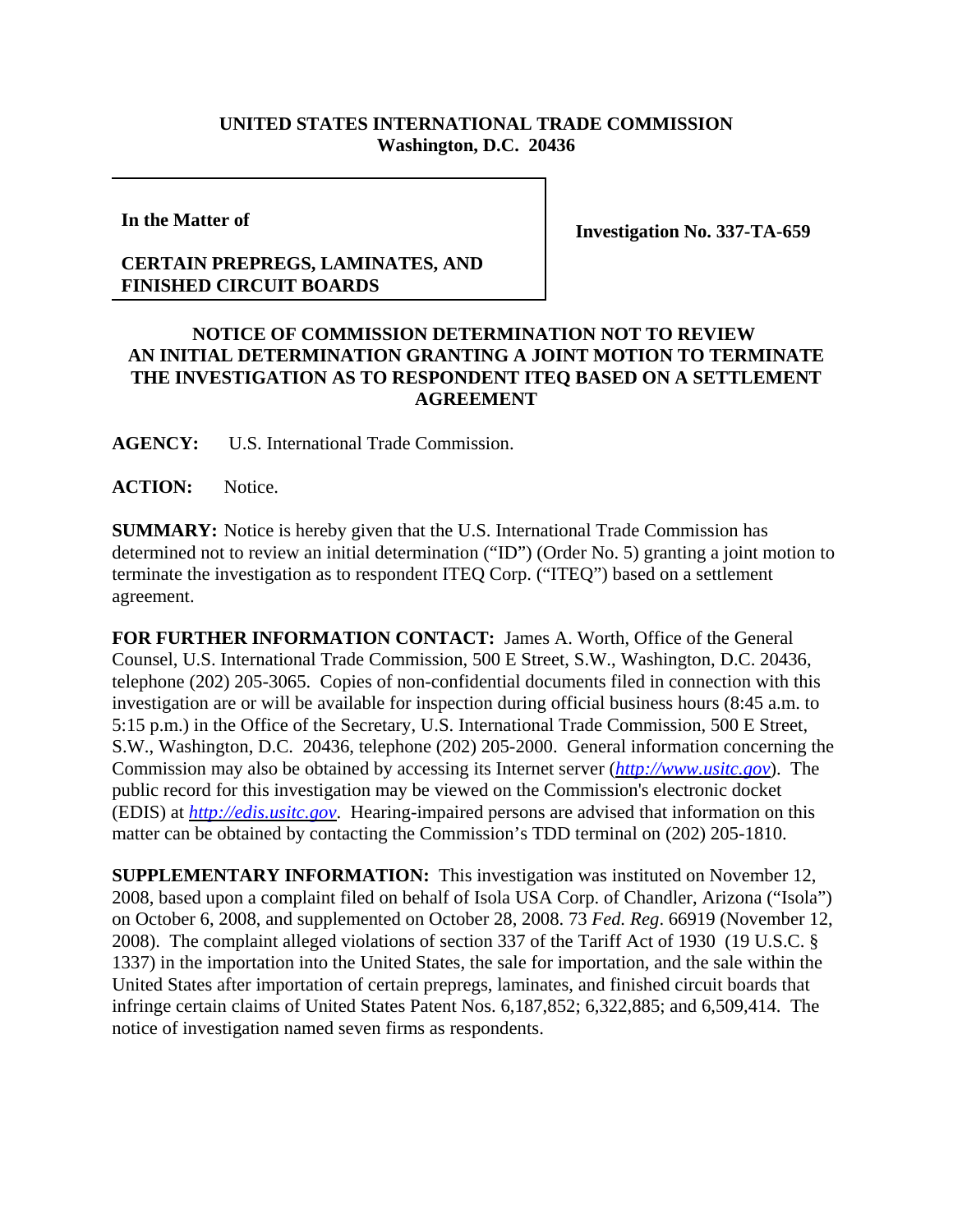**UNITED STATES INTERNATIONAL TRADE COMMISSION**
**Washington, D.C. 20436**

| **In the Matter of**<br><br>**CERTAIN PREPREGS, LAMINATES, AND FINISHED CIRCUIT BOARDS** | **Investigation No. 337-TA-659** |
|---|---|

**NOTICE OF COMMISSION DETERMINATION NOT TO REVIEW AN INITIAL DETERMINATION GRANTING A JOINT MOTION TO TERMINATE THE INVESTIGATION AS TO RESPONDENT ITEQ BASED ON A SETTLEMENT AGREEMENT**

**AGENCY:** U.S. International Trade Commission.

**ACTION:** Notice.

**SUMMARY:** Notice is hereby given that the U.S. International Trade Commission has determined not to review an initial determination ("ID") (Order No. 5) granting a joint motion to terminate the investigation as to respondent ITEQ Corp. ("ITEQ") based on a settlement agreement.

**FOR FURTHER INFORMATION CONTACT:** James A. Worth, Office of the General Counsel, U.S. International Trade Commission, 500 E Street, S.W., Washington, D.C. 20436, telephone (202) 205-3065. Copies of non-confidential documents filed in connection with this investigation are or will be available for inspection during official business hours (8:45 a.m. to 5:15 p.m.) in the Office of the Secretary, U.S. International Trade Commission, 500 E Street, S.W., Washington, D.C. 20436, telephone (202) 205-2000. General information concerning the Commission may also be obtained by accessing its Internet server (*http://www.usitc.gov*). The public record for this investigation may be viewed on the Commission's electronic docket (EDIS) at *http://edis.usitc.gov*. Hearing-impaired persons are advised that information on this matter can be obtained by contacting the Commission's TDD terminal on (202) 205-1810.

**SUPPLEMENTARY INFORMATION:** This investigation was instituted on November 12, 2008, based upon a complaint filed on behalf of Isola USA Corp. of Chandler, Arizona ("Isola") on October 6, 2008, and supplemented on October 28, 2008. 73 *Fed. Reg*. 66919 (November 12, 2008). The complaint alleged violations of section 337 of the Tariff Act of 1930 (19 U.S.C. § 1337) in the importation into the United States, the sale for importation, and the sale within the United States after importation of certain prepregs, laminates, and finished circuit boards that infringe certain claims of United States Patent Nos. 6,187,852; 6,322,885; and 6,509,414. The notice of investigation named seven firms as respondents.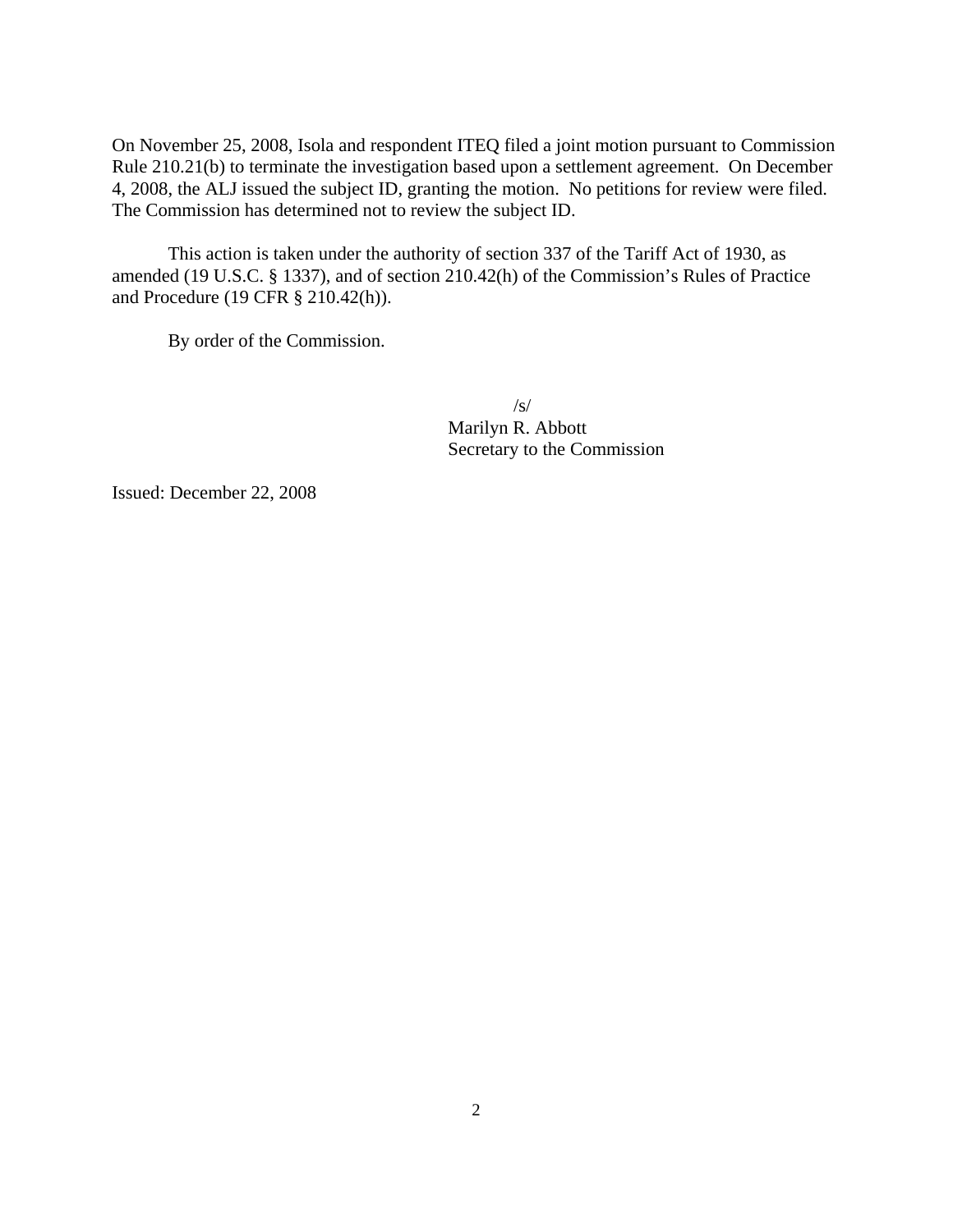On November 25, 2008, Isola and respondent ITEQ filed a joint motion pursuant to Commission Rule 210.21(b) to terminate the investigation based upon a settlement agreement. On December 4, 2008, the ALJ issued the subject ID, granting the motion. No petitions for review were filed. The Commission has determined not to review the subject ID.

This action is taken under the authority of section 337 of the Tariff Act of 1930, as amended (19 U.S.C. § 1337), and of section 210.42(h) of the Commission's Rules of Practice and Procedure (19 CFR § 210.42(h)).

By order of the Commission.

/s/
Marilyn R. Abbott
Secretary to the Commission

Issued: December 22, 2008